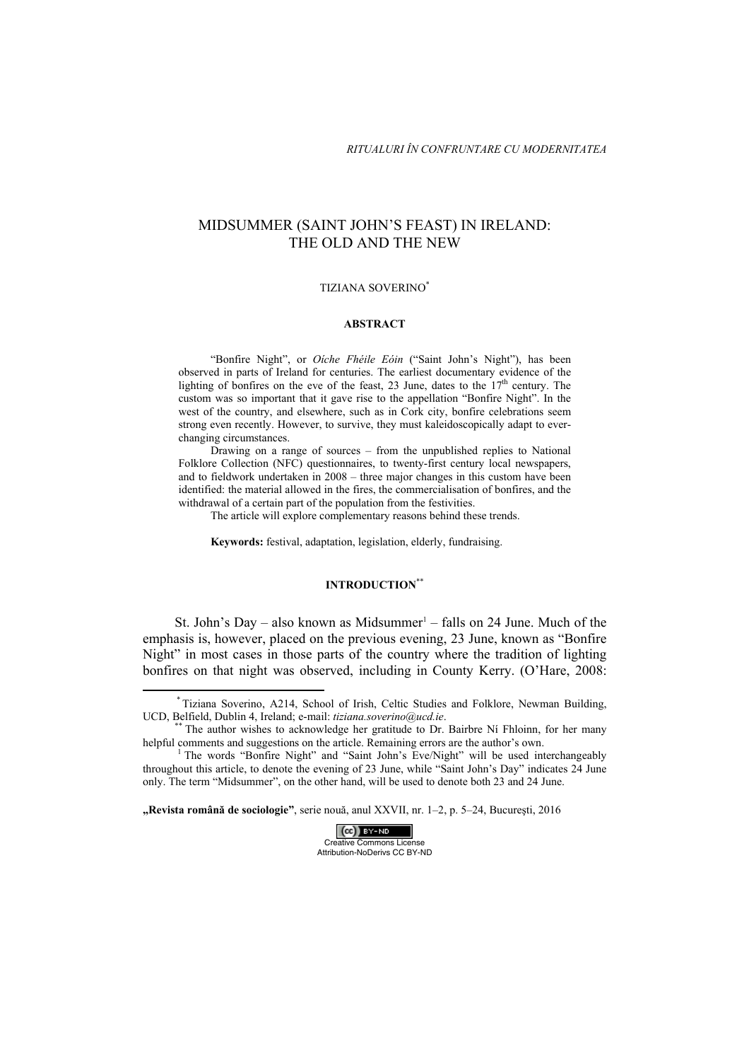# MIDSUMMER (SAINT JOHN'S FEAST) IN IRELAND: THE OLD AND THE NEW

TIZIANA SOVERINO[*]

### ABSTRACT

"Bonfire Night", or *Oíche Fhéile Eóin* ("Saint John's Night"), has been observed in parts of Ireland for centuries. The earliest documentary evidence of the lighting of bonfires on the eve of the feast, 23 June, dates to the 17th century. The custom was so important that it gave rise to the appellation "Bonfire Night". In the west of the country, and elsewhere, such as in Cork city, bonfire celebrations seem strong even recently. However, to survive, they must kaleidoscopically adapt to ever-changing circumstances.

Drawing on a range of sources – from the unpublished replies to National Folklore Collection (NFC) questionnaires, to twenty-first century local newspapers, and to fieldwork undertaken in 2008 – three major changes in this custom have been identified: the material allowed in the fires, the commercialisation of bonfires, and the withdrawal of a certain part of the population from the festivities.

The article will explore complementary reasons behind these trends.

**Keywords:** festival, adaptation, legislation, elderly, fundraising.

## INTRODUCTION[**]

St. John's Day – also known as Midsummer[1] – falls on 24 June. Much of the emphasis is, however, placed on the previous evening, 23 June, known as "Bonfire Night" in most cases in those parts of the country where the tradition of lighting bonfires on that night was observed, including in County Kerry. (O'Hare, 2008:

---

[*] Tiziana Soverino, A214, School of Irish, Celtic Studies and Folklore, Newman Building, UCD, Belfield, Dublin 4, Ireland; e-mail: *tiziana.soverino@ucd.ie*.

[**] The author wishes to acknowledge her gratitude to Dr. Bairbre Ní Fhloinn, for her many helpful comments and suggestions on the article. Remaining errors are the author's own.

[1] The words "Bonfire Night" and "Saint John's Eve/Night" will be used interchangeably throughout this article, to denote the evening of 23 June, while "Saint John's Day" indicates 24 June only. The term "Midsummer", on the other hand, will be used to denote both 23 and 24 June.

**„Revista română de sociologie"**, serie nouă, anul XXVII, nr. 1–2, p. 5–24, Bucureşti, 2016

Creative Commons License
Attribution-NoDerivs CC BY-ND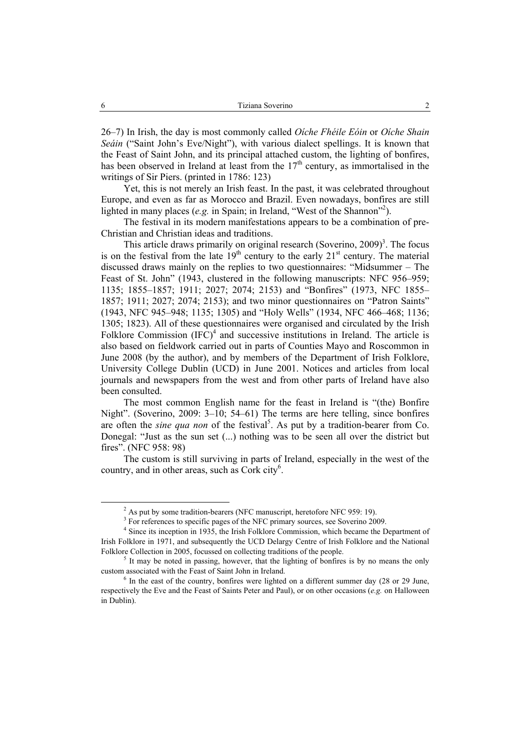26–7) In Irish, the day is most commonly called *Oíche Fhéile Eóin* or *Oíche Shain Seáin* ("Saint John's Eve/Night"), with various dialect spellings. It is known that the Feast of Saint John, and its principal attached custom, the lighting of bonfires, has been observed in Ireland at least from the 17th century, as immortalised in the writings of Sir Piers. (printed in 1786: 123)

Yet, this is not merely an Irish feast. In the past, it was celebrated throughout Europe, and even as far as Morocco and Brazil. Even nowadays, bonfires are still lighted in many places (*e.g.* in Spain; in Ireland, "West of the Shannon"[2]).

The festival in its modern manifestations appears to be a combination of pre-Christian and Christian ideas and traditions.

This article draws primarily on original research (Soverino, 2009)[3]. The focus is on the festival from the late 19th century to the early 21st century. The material discussed draws mainly on the replies to two questionnaires: "Midsummer – The Feast of St. John" (1943, clustered in the following manuscripts: NFC 956–959; 1135; 1855–1857; 1911; 2027; 2074; 2153) and "Bonfires" (1973, NFC 1855–1857; 1911; 2027; 2074; 2153); and two minor questionnaires on "Patron Saints" (1943, NFC 945–948; 1135; 1305) and "Holy Wells" (1934, NFC 466–468; 1136; 1305; 1823). All of these questionnaires were organised and circulated by the Irish Folklore Commission (IFC)[4] and successive institutions in Ireland. The article is also based on fieldwork carried out in parts of Counties Mayo and Roscommon in June 2008 (by the author), and by members of the Department of Irish Folklore, University College Dublin (UCD) in June 2001. Notices and articles from local journals and newspapers from the west and from other parts of Ireland have also been consulted.

The most common English name for the feast in Ireland is "(the) Bonfire Night". (Soverino, 2009: 3–10; 54–61) The terms are here telling, since bonfires are often the *sine qua non* of the festival[5]. As put by a tradition-bearer from Co. Donegal: "Just as the sun set (...) nothing was to be seen all over the district but fires". (NFC 958: 98)

The custom is still surviving in parts of Ireland, especially in the west of the country, and in other areas, such as Cork city[6].

---

[2] As put by some tradition-bearers (NFC manuscript, heretofore NFC 959: 19).

[3] For references to specific pages of the NFC primary sources, see Soverino 2009.

[4] Since its inception in 1935, the Irish Folklore Commission, which became the Department of Irish Folklore in 1971, and subsequently the UCD Delargy Centre of Irish Folklore and the National Folklore Collection in 2005, focussed on collecting traditions of the people.

[5] It may be noted in passing, however, that the lighting of bonfires is by no means the only custom associated with the Feast of Saint John in Ireland.

[6] In the east of the country, bonfires were lighted on a different summer day (28 or 29 June, respectively the Eve and the Feast of Saints Peter and Paul), or on other occasions (*e.g.* on Halloween in Dublin).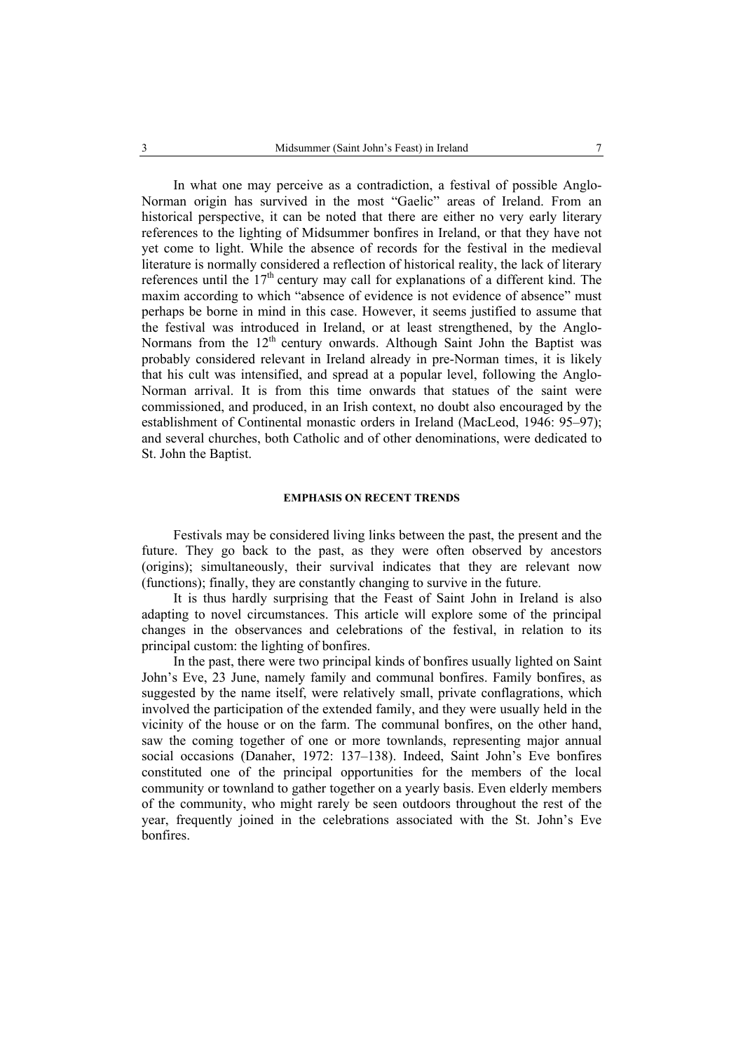In what one may perceive as a contradiction, a festival of possible Anglo-Norman origin has survived in the most "Gaelic" areas of Ireland. From an historical perspective, it can be noted that there are either no very early literary references to the lighting of Midsummer bonfires in Ireland, or that they have not yet come to light. While the absence of records for the festival in the medieval literature is normally considered a reflection of historical reality, the lack of literary references until the 17th century may call for explanations of a different kind. The maxim according to which "absence of evidence is not evidence of absence" must perhaps be borne in mind in this case. However, it seems justified to assume that the festival was introduced in Ireland, or at least strengthened, by the Anglo-Normans from the 12th century onwards. Although Saint John the Baptist was probably considered relevant in Ireland already in pre-Norman times, it is likely that his cult was intensified, and spread at a popular level, following the Anglo-Norman arrival. It is from this time onwards that statues of the saint were commissioned, and produced, in an Irish context, no doubt also encouraged by the establishment of Continental monastic orders in Ireland (MacLeod, 1946: 95–97); and several churches, both Catholic and of other denominations, were dedicated to St. John the Baptist.

## EMPHASIS ON RECENT TRENDS

Festivals may be considered living links between the past, the present and the future. They go back to the past, as they were often observed by ancestors (origins); simultaneously, their survival indicates that they are relevant now (functions); finally, they are constantly changing to survive in the future.

It is thus hardly surprising that the Feast of Saint John in Ireland is also adapting to novel circumstances. This article will explore some of the principal changes in the observances and celebrations of the festival, in relation to its principal custom: the lighting of bonfires.

In the past, there were two principal kinds of bonfires usually lighted on Saint John's Eve, 23 June, namely family and communal bonfires. Family bonfires, as suggested by the name itself, were relatively small, private conflagrations, which involved the participation of the extended family, and they were usually held in the vicinity of the house or on the farm. The communal bonfires, on the other hand, saw the coming together of one or more townlands, representing major annual social occasions (Danaher, 1972: 137–138). Indeed, Saint John's Eve bonfires constituted one of the principal opportunities for the members of the local community or townland to gather together on a yearly basis. Even elderly members of the community, who might rarely be seen outdoors throughout the rest of the year, frequently joined in the celebrations associated with the St. John's Eve bonfires.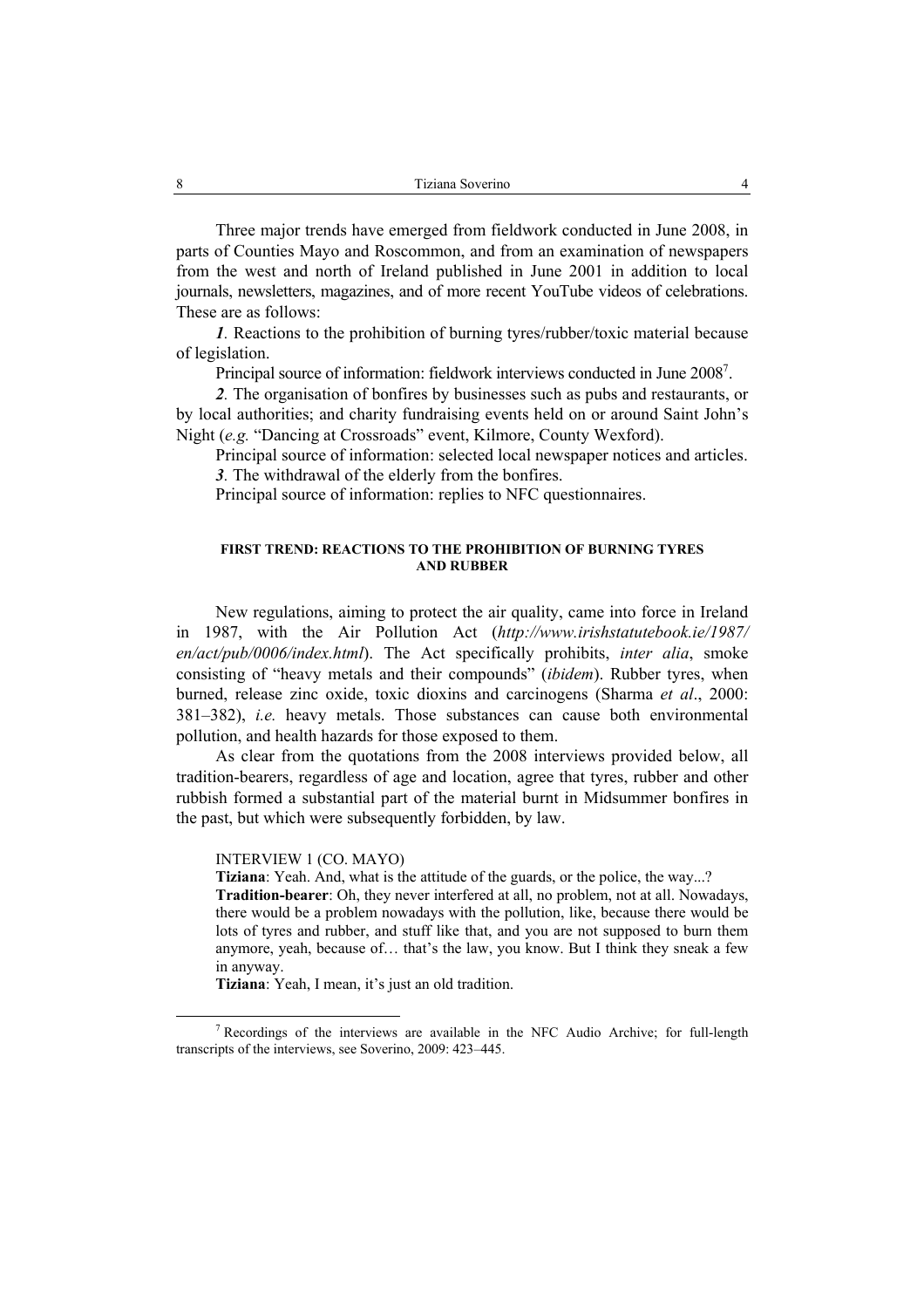Three major trends have emerged from fieldwork conducted in June 2008, in parts of Counties Mayo and Roscommon, and from an examination of newspapers from the west and north of Ireland published in June 2001 in addition to local journals, newsletters, magazines, and of more recent YouTube videos of celebrations. These are as follows:

***1***. Reactions to the prohibition of burning tyres/rubber/toxic material because of legislation.

Principal source of information: fieldwork interviews conducted in June 2008[7].

***2***. The organisation of bonfires by businesses such as pubs and restaurants, or by local authorities; and charity fundraising events held on or around Saint John's Night (*e.g.* "Dancing at Crossroads" event, Kilmore, County Wexford).

Principal source of information: selected local newspaper notices and articles.

***3***. The withdrawal of the elderly from the bonfires.

Principal source of information: replies to NFC questionnaires.

### FIRST TREND: REACTIONS TO THE PROHIBITION OF BURNING TYRES AND RUBBER

New regulations, aiming to protect the air quality, came into force in Ireland in 1987, with the Air Pollution Act (*http://www.irishstatutebook.ie/1987/en/act/pub/0006/index.html*). The Act specifically prohibits, *inter alia*, smoke consisting of "heavy metals and their compounds" (*ibidem*). Rubber tyres, when burned, release zinc oxide, toxic dioxins and carcinogens (Sharma *et al*., 2000: 381–382), *i.e.* heavy metals. Those substances can cause both environmental pollution, and health hazards for those exposed to them.

As clear from the quotations from the 2008 interviews provided below, all tradition-bearers, regardless of age and location, agree that tyres, rubber and other rubbish formed a substantial part of the material burnt in Midsummer bonfires in the past, but which were subsequently forbidden, by law.

INTERVIEW 1 (CO. MAYO)

**Tiziana**: Yeah. And, what is the attitude of the guards, or the police, the way...?

**Tradition-bearer**: Oh, they never interfered at all, no problem, not at all. Nowadays, there would be a problem nowadays with the pollution, like, because there would be lots of tyres and rubber, and stuff like that, and you are not supposed to burn them anymore, yeah, because of… that's the law, you know. But I think they sneak a few in anyway.

**Tiziana**: Yeah, I mean, it's just an old tradition.

---

[7] Recordings of the interviews are available in the NFC Audio Archive; for full-length transcripts of the interviews, see Soverino, 2009: 423–445.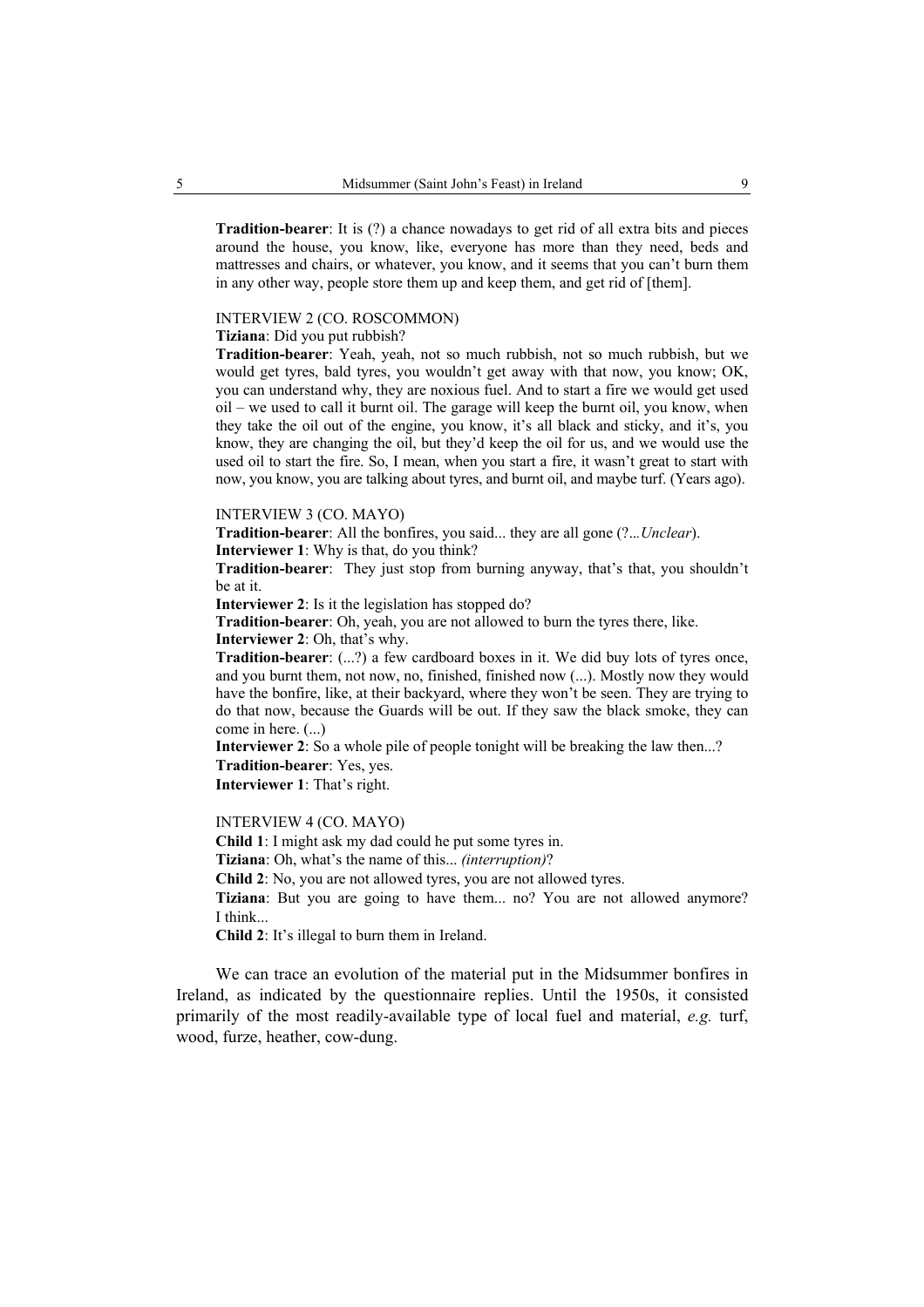**Tradition-bearer**: It is (?) a chance nowadays to get rid of all extra bits and pieces around the house, you know, like, everyone has more than they need, beds and mattresses and chairs, or whatever, you know, and it seems that you can't burn them in any other way, people store them up and keep them, and get rid of [them].

INTERVIEW 2 (CO. ROSCOMMON)

**Tiziana**: Did you put rubbish?

**Tradition-bearer**: Yeah, yeah, not so much rubbish, not so much rubbish, but we would get tyres, bald tyres, you wouldn't get away with that now, you know; OK, you can understand why, they are noxious fuel. And to start a fire we would get used oil – we used to call it burnt oil. The garage will keep the burnt oil, you know, when they take the oil out of the engine, you know, it's all black and sticky, and it's, you know, they are changing the oil, but they'd keep the oil for us, and we would use the used oil to start the fire. So, I mean, when you start a fire, it wasn't great to start with now, you know, you are talking about tyres, and burnt oil, and maybe turf. (Years ago).

INTERVIEW 3 (CO. MAYO)

**Tradition-bearer**: All the bonfires, you said... they are all gone (?...*Unclear*).

**Interviewer 1**: Why is that, do you think?

**Tradition-bearer**: They just stop from burning anyway, that's that, you shouldn't be at it.

**Interviewer 2**: Is it the legislation has stopped do?

**Tradition-bearer**: Oh, yeah, you are not allowed to burn the tyres there, like.

**Interviewer 2**: Oh, that's why.

**Tradition-bearer**: (...?) a few cardboard boxes in it. We did buy lots of tyres once, and you burnt them, not now, no, finished, finished now (...). Mostly now they would have the bonfire, like, at their backyard, where they won't be seen. They are trying to do that now, because the Guards will be out. If they saw the black smoke, they can come in here. (...)

**Interviewer 2**: So a whole pile of people tonight will be breaking the law then...?

**Tradition-bearer**: Yes, yes.

**Interviewer 1**: That's right.

INTERVIEW 4 (CO. MAYO)

**Child 1**: I might ask my dad could he put some tyres in.

**Tiziana**: Oh, what's the name of this... *(interruption)*?

**Child 2**: No, you are not allowed tyres, you are not allowed tyres.

**Tiziana**: But you are going to have them... no? You are not allowed anymore? I think...

**Child 2**: It's illegal to burn them in Ireland.

We can trace an evolution of the material put in the Midsummer bonfires in Ireland, as indicated by the questionnaire replies. Until the 1950s, it consisted primarily of the most readily-available type of local fuel and material, *e.g.* turf, wood, furze, heather, cow-dung.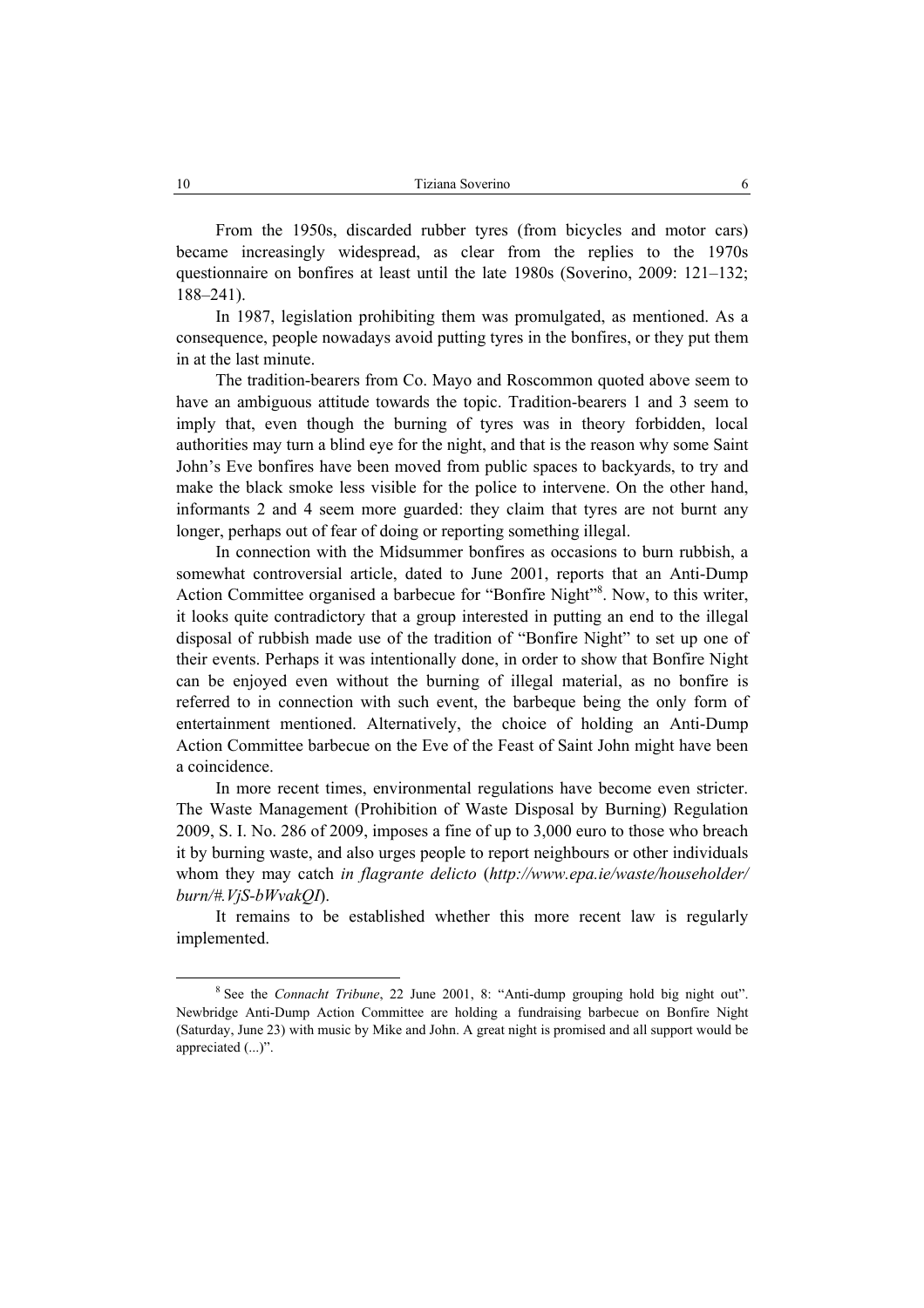From the 1950s, discarded rubber tyres (from bicycles and motor cars) became increasingly widespread, as clear from the replies to the 1970s questionnaire on bonfires at least until the late 1980s (Soverino, 2009: 121–132; 188–241).

In 1987, legislation prohibiting them was promulgated, as mentioned. As a consequence, people nowadays avoid putting tyres in the bonfires, or they put them in at the last minute.

The tradition-bearers from Co. Mayo and Roscommon quoted above seem to have an ambiguous attitude towards the topic. Tradition-bearers 1 and 3 seem to imply that, even though the burning of tyres was in theory forbidden, local authorities may turn a blind eye for the night, and that is the reason why some Saint John's Eve bonfires have been moved from public spaces to backyards, to try and make the black smoke less visible for the police to intervene. On the other hand, informants 2 and 4 seem more guarded: they claim that tyres are not burnt any longer, perhaps out of fear of doing or reporting something illegal.

In connection with the Midsummer bonfires as occasions to burn rubbish, a somewhat controversial article, dated to June 2001, reports that an Anti-Dump Action Committee organised a barbecue for "Bonfire Night"[8]. Now, to this writer, it looks quite contradictory that a group interested in putting an end to the illegal disposal of rubbish made use of the tradition of "Bonfire Night" to set up one of their events. Perhaps it was intentionally done, in order to show that Bonfire Night can be enjoyed even without the burning of illegal material, as no bonfire is referred to in connection with such event, the barbeque being the only form of entertainment mentioned. Alternatively, the choice of holding an Anti-Dump Action Committee barbecue on the Eve of the Feast of Saint John might have been a coincidence.

In more recent times, environmental regulations have become even stricter. The Waste Management (Prohibition of Waste Disposal by Burning) Regulation 2009, S. I. No. 286 of 2009, imposes a fine of up to 3,000 euro to those who breach it by burning waste, and also urges people to report neighbours or other individuals whom they may catch *in flagrante delicto* (*http://www.epa.ie/waste/householder/burn/#.VjS-bWvakQI*).

It remains to be established whether this more recent law is regularly implemented.

---

[8] See the *Connacht Tribune*, 22 June 2001, 8: "Anti-dump grouping hold big night out". Newbridge Anti-Dump Action Committee are holding a fundraising barbecue on Bonfire Night (Saturday, June 23) with music by Mike and John. A great night is promised and all support would be appreciated (...)".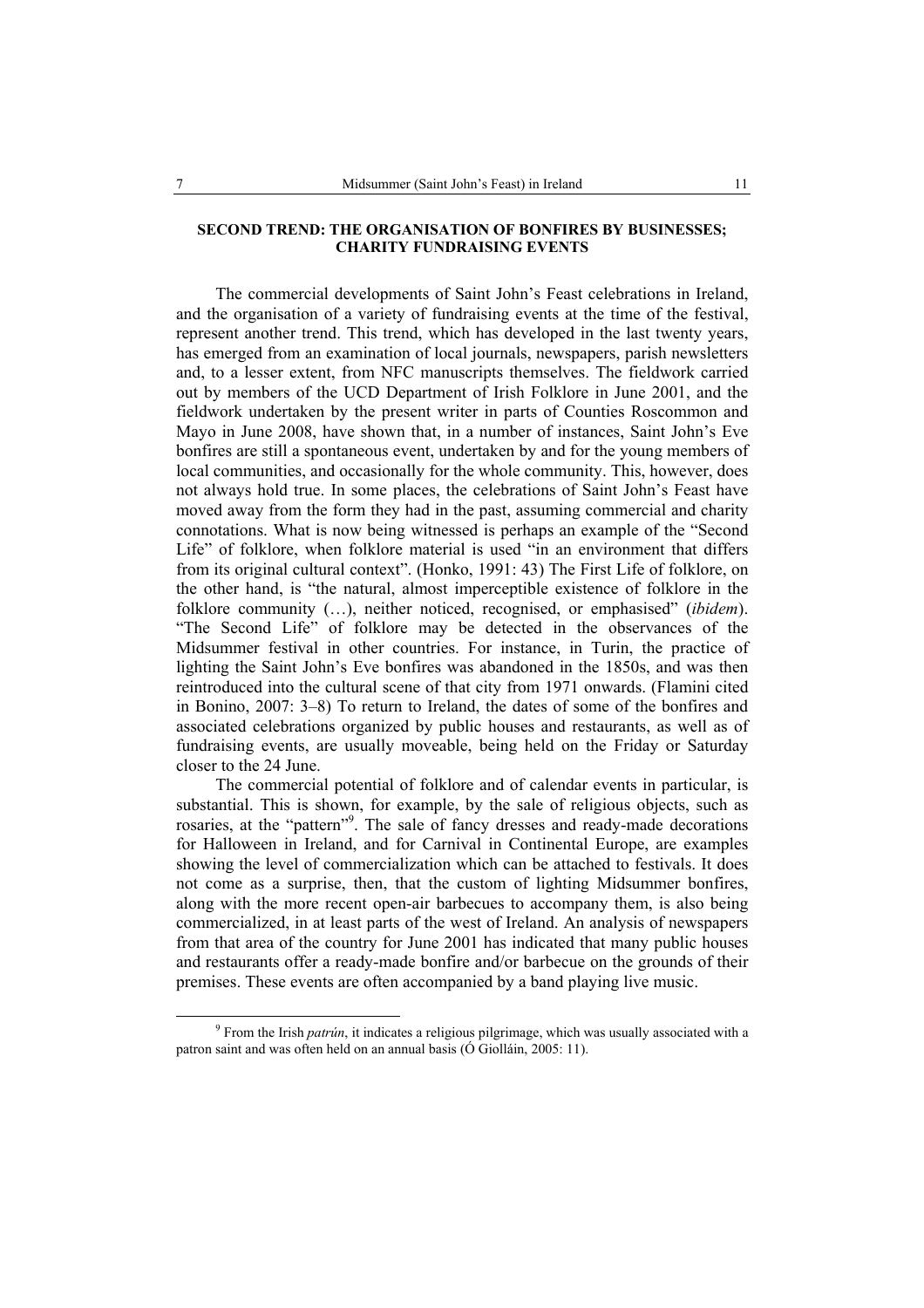**SECOND TREND: THE ORGANISATION OF BONFIRES BY BUSINESSES; CHARITY FUNDRAISING EVENTS**

The commercial developments of Saint John's Feast celebrations in Ireland, and the organisation of a variety of fundraising events at the time of the festival, represent another trend. This trend, which has developed in the last twenty years, has emerged from an examination of local journals, newspapers, parish newsletters and, to a lesser extent, from NFC manuscripts themselves. The fieldwork carried out by members of the UCD Department of Irish Folklore in June 2001, and the fieldwork undertaken by the present writer in parts of Counties Roscommon and Mayo in June 2008, have shown that, in a number of instances, Saint John's Eve bonfires are still a spontaneous event, undertaken by and for the young members of local communities, and occasionally for the whole community. This, however, does not always hold true. In some places, the celebrations of Saint John's Feast have moved away from the form they had in the past, assuming commercial and charity connotations. What is now being witnessed is perhaps an example of the "Second Life" of folklore, when folklore material is used "in an environment that differs from its original cultural context". (Honko, 1991: 43) The First Life of folklore, on the other hand, is "the natural, almost imperceptible existence of folklore in the folklore community (…), neither noticed, recognised, or emphasised" (*ibidem*). "The Second Life" of folklore may be detected in the observances of the Midsummer festival in other countries. For instance, in Turin, the practice of lighting the Saint John's Eve bonfires was abandoned in the 1850s, and was then reintroduced into the cultural scene of that city from 1971 onwards. (Flamini cited in Bonino, 2007: 3–8) To return to Ireland, the dates of some of the bonfires and associated celebrations organized by public houses and restaurants, as well as of fundraising events, are usually moveable, being held on the Friday or Saturday closer to the 24 June.

The commercial potential of folklore and of calendar events in particular, is substantial. This is shown, for example, by the sale of religious objects, such as rosaries, at the "pattern"[9]. The sale of fancy dresses and ready-made decorations for Halloween in Ireland, and for Carnival in Continental Europe, are examples showing the level of commercialization which can be attached to festivals. It does not come as a surprise, then, that the custom of lighting Midsummer bonfires, along with the more recent open-air barbecues to accompany them, is also being commercialized, in at least parts of the west of Ireland. An analysis of newspapers from that area of the country for June 2001 has indicated that many public houses and restaurants offer a ready-made bonfire and/or barbecue on the grounds of their premises. These events are often accompanied by a band playing live music.

[9] From the Irish *patrún*, it indicates a religious pilgrimage, which was usually associated with a patron saint and was often held on an annual basis (Ó Giolláin, 2005: 11).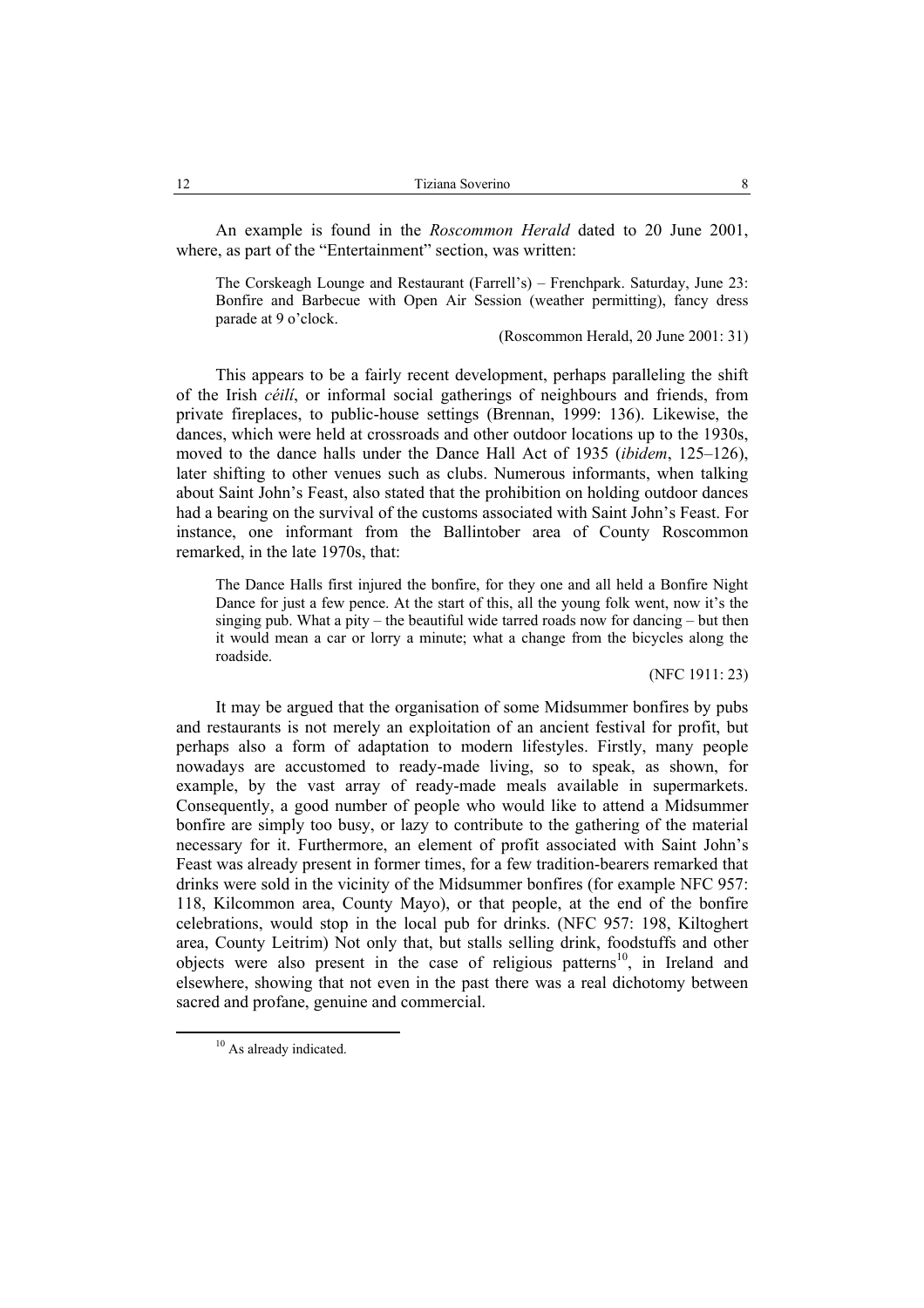An example is found in the *Roscommon Herald* dated to 20 June 2001, where, as part of the "Entertainment" section, was written:

> The Corskeagh Lounge and Restaurant (Farrell's) – Frenchpark. Saturday, June 23: Bonfire and Barbecue with Open Air Session (weather permitting), fancy dress parade at 9 o'clock.
>
> (Roscommon Herald, 20 June 2001: 31)

This appears to be a fairly recent development, perhaps paralleling the shift of the Irish *céilí*, or informal social gatherings of neighbours and friends, from private fireplaces, to public-house settings (Brennan, 1999: 136). Likewise, the dances, which were held at crossroads and other outdoor locations up to the 1930s, moved to the dance halls under the Dance Hall Act of 1935 (*ibidem*, 125–126), later shifting to other venues such as clubs. Numerous informants, when talking about Saint John's Feast, also stated that the prohibition on holding outdoor dances had a bearing on the survival of the customs associated with Saint John's Feast. For instance, one informant from the Ballintober area of County Roscommon remarked, in the late 1970s, that:

> The Dance Halls first injured the bonfire, for they one and all held a Bonfire Night Dance for just a few pence. At the start of this, all the young folk went, now it's the singing pub. What a pity – the beautiful wide tarred roads now for dancing – but then it would mean a car or lorry a minute; what a change from the bicycles along the roadside.
>
> (NFC 1911: 23)

It may be argued that the organisation of some Midsummer bonfires by pubs and restaurants is not merely an exploitation of an ancient festival for profit, but perhaps also a form of adaptation to modern lifestyles. Firstly, many people nowadays are accustomed to ready-made living, so to speak, as shown, for example, by the vast array of ready-made meals available in supermarkets. Consequently, a good number of people who would like to attend a Midsummer bonfire are simply too busy, or lazy to contribute to the gathering of the material necessary for it. Furthermore, an element of profit associated with Saint John's Feast was already present in former times, for a few tradition-bearers remarked that drinks were sold in the vicinity of the Midsummer bonfires (for example NFC 957: 118, Kilcommon area, County Mayo), or that people, at the end of the bonfire celebrations, would stop in the local pub for drinks. (NFC 957: 198, Kiltoghert area, County Leitrim) Not only that, but stalls selling drink, foodstuffs and other objects were also present in the case of religious patterns[10], in Ireland and elsewhere, showing that not even in the past there was a real dichotomy between sacred and profane, genuine and commercial.

[10] As already indicated.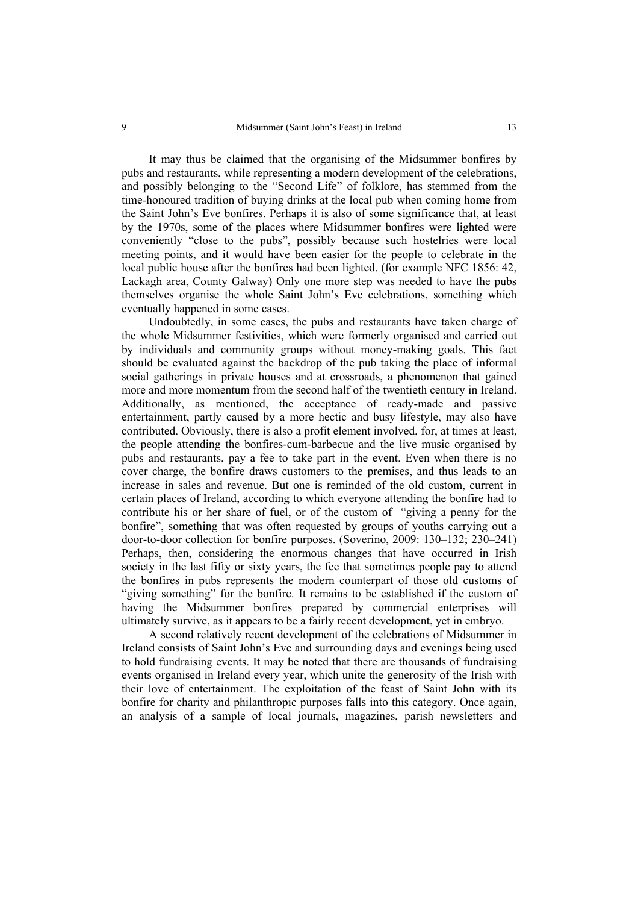It may thus be claimed that the organising of the Midsummer bonfires by pubs and restaurants, while representing a modern development of the celebrations, and possibly belonging to the "Second Life" of folklore, has stemmed from the time-honoured tradition of buying drinks at the local pub when coming home from the Saint John's Eve bonfires. Perhaps it is also of some significance that, at least by the 1970s, some of the places where Midsummer bonfires were lighted were conveniently "close to the pubs", possibly because such hostelries were local meeting points, and it would have been easier for the people to celebrate in the local public house after the bonfires had been lighted. (for example NFC 1856: 42, Lackagh area, County Galway) Only one more step was needed to have the pubs themselves organise the whole Saint John's Eve celebrations, something which eventually happened in some cases.

Undoubtedly, in some cases, the pubs and restaurants have taken charge of the whole Midsummer festivities, which were formerly organised and carried out by individuals and community groups without money-making goals. This fact should be evaluated against the backdrop of the pub taking the place of informal social gatherings in private houses and at crossroads, a phenomenon that gained more and more momentum from the second half of the twentieth century in Ireland. Additionally, as mentioned, the acceptance of ready-made and passive entertainment, partly caused by a more hectic and busy lifestyle, may also have contributed. Obviously, there is also a profit element involved, for, at times at least, the people attending the bonfires-cum-barbecue and the live music organised by pubs and restaurants, pay a fee to take part in the event. Even when there is no cover charge, the bonfire draws customers to the premises, and thus leads to an increase in sales and revenue. But one is reminded of the old custom, current in certain places of Ireland, according to which everyone attending the bonfire had to contribute his or her share of fuel, or of the custom of "giving a penny for the bonfire", something that was often requested by groups of youths carrying out a door-to-door collection for bonfire purposes. (Soverino, 2009: 130–132; 230–241) Perhaps, then, considering the enormous changes that have occurred in Irish society in the last fifty or sixty years, the fee that sometimes people pay to attend the bonfires in pubs represents the modern counterpart of those old customs of "giving something" for the bonfire. It remains to be established if the custom of having the Midsummer bonfires prepared by commercial enterprises will ultimately survive, as it appears to be a fairly recent development, yet in embryo.

A second relatively recent development of the celebrations of Midsummer in Ireland consists of Saint John's Eve and surrounding days and evenings being used to hold fundraising events. It may be noted that there are thousands of fundraising events organised in Ireland every year, which unite the generosity of the Irish with their love of entertainment. The exploitation of the feast of Saint John with its bonfire for charity and philanthropic purposes falls into this category. Once again, an analysis of a sample of local journals, magazines, parish newsletters and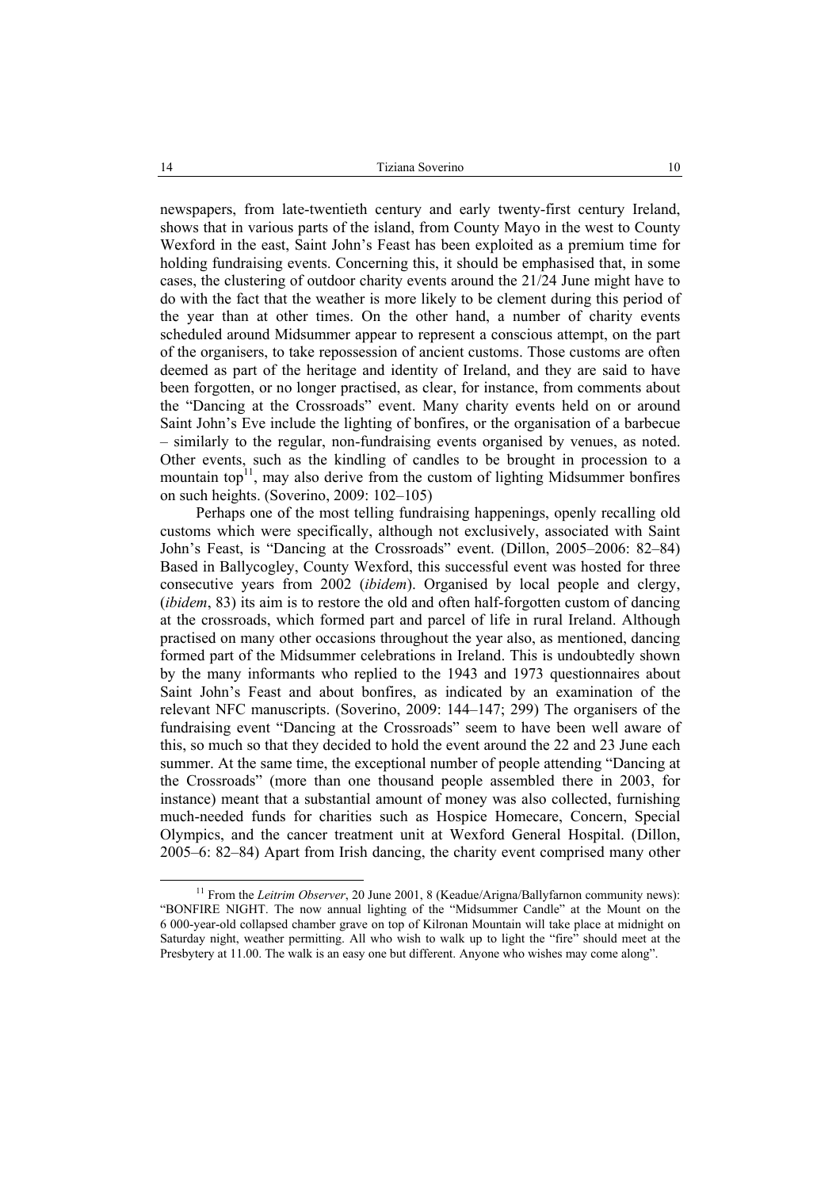newspapers, from late-twentieth century and early twenty-first century Ireland, shows that in various parts of the island, from County Mayo in the west to County Wexford in the east, Saint John's Feast has been exploited as a premium time for holding fundraising events. Concerning this, it should be emphasised that, in some cases, the clustering of outdoor charity events around the 21/24 June might have to do with the fact that the weather is more likely to be clement during this period of the year than at other times. On the other hand, a number of charity events scheduled around Midsummer appear to represent a conscious attempt, on the part of the organisers, to take repossession of ancient customs. Those customs are often deemed as part of the heritage and identity of Ireland, and they are said to have been forgotten, or no longer practised, as clear, for instance, from comments about the "Dancing at the Crossroads" event. Many charity events held on or around Saint John's Eve include the lighting of bonfires, or the organisation of a barbecue – similarly to the regular, non-fundraising events organised by venues, as noted. Other events, such as the kindling of candles to be brought in procession to a mountain top[11], may also derive from the custom of lighting Midsummer bonfires on such heights. (Soverino, 2009: 102–105)

Perhaps one of the most telling fundraising happenings, openly recalling old customs which were specifically, although not exclusively, associated with Saint John's Feast, is "Dancing at the Crossroads" event. (Dillon, 2005–2006: 82–84) Based in Ballycogley, County Wexford, this successful event was hosted for three consecutive years from 2002 (*ibidem*). Organised by local people and clergy, (*ibidem*, 83) its aim is to restore the old and often half-forgotten custom of dancing at the crossroads, which formed part and parcel of life in rural Ireland. Although practised on many other occasions throughout the year also, as mentioned, dancing formed part of the Midsummer celebrations in Ireland. This is undoubtedly shown by the many informants who replied to the 1943 and 1973 questionnaires about Saint John's Feast and about bonfires, as indicated by an examination of the relevant NFC manuscripts. (Soverino, 2009: 144–147; 299) The organisers of the fundraising event "Dancing at the Crossroads" seem to have been well aware of this, so much so that they decided to hold the event around the 22 and 23 June each summer. At the same time, the exceptional number of people attending "Dancing at the Crossroads" (more than one thousand people assembled there in 2003, for instance) meant that a substantial amount of money was also collected, furnishing much-needed funds for charities such as Hospice Homecare, Concern, Special Olympics, and the cancer treatment unit at Wexford General Hospital. (Dillon, 2005–6: 82–84) Apart from Irish dancing, the charity event comprised many other

[11] From the *Leitrim Observer*, 20 June 2001, 8 (Keadue/Arigna/Ballyfarnon community news): "BONFIRE NIGHT. The now annual lighting of the "Midsummer Candle" at the Mount on the 6 000-year-old collapsed chamber grave on top of Kilronan Mountain will take place at midnight on Saturday night, weather permitting. All who wish to walk up to light the "fire" should meet at the Presbytery at 11.00. The walk is an easy one but different. Anyone who wishes may come along".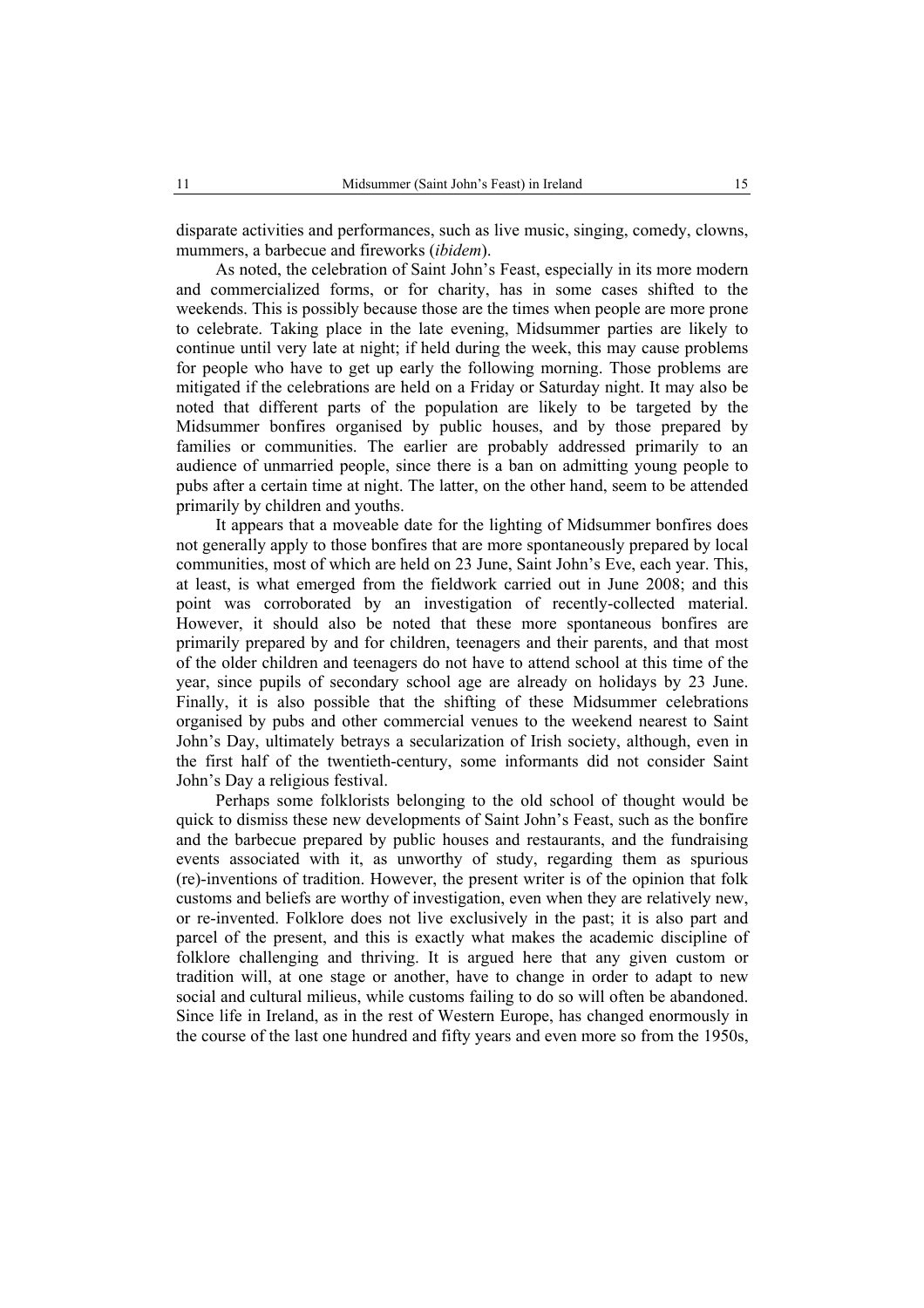disparate activities and performances, such as live music, singing, comedy, clowns, mummers, a barbecue and fireworks (*ibidem*).

As noted, the celebration of Saint John's Feast, especially in its more modern and commercialized forms, or for charity, has in some cases shifted to the weekends. This is possibly because those are the times when people are more prone to celebrate. Taking place in the late evening, Midsummer parties are likely to continue until very late at night; if held during the week, this may cause problems for people who have to get up early the following morning. Those problems are mitigated if the celebrations are held on a Friday or Saturday night. It may also be noted that different parts of the population are likely to be targeted by the Midsummer bonfires organised by public houses, and by those prepared by families or communities. The earlier are probably addressed primarily to an audience of unmarried people, since there is a ban on admitting young people to pubs after a certain time at night. The latter, on the other hand, seem to be attended primarily by children and youths.

It appears that a moveable date for the lighting of Midsummer bonfires does not generally apply to those bonfires that are more spontaneously prepared by local communities, most of which are held on 23 June, Saint John's Eve, each year. This, at least, is what emerged from the fieldwork carried out in June 2008; and this point was corroborated by an investigation of recently-collected material. However, it should also be noted that these more spontaneous bonfires are primarily prepared by and for children, teenagers and their parents, and that most of the older children and teenagers do not have to attend school at this time of the year, since pupils of secondary school age are already on holidays by 23 June. Finally, it is also possible that the shifting of these Midsummer celebrations organised by pubs and other commercial venues to the weekend nearest to Saint John's Day, ultimately betrays a secularization of Irish society, although, even in the first half of the twentieth-century, some informants did not consider Saint John's Day a religious festival.

Perhaps some folklorists belonging to the old school of thought would be quick to dismiss these new developments of Saint John's Feast, such as the bonfire and the barbecue prepared by public houses and restaurants, and the fundraising events associated with it, as unworthy of study, regarding them as spurious (re)-inventions of tradition. However, the present writer is of the opinion that folk customs and beliefs are worthy of investigation, even when they are relatively new, or re-invented. Folklore does not live exclusively in the past; it is also part and parcel of the present, and this is exactly what makes the academic discipline of folklore challenging and thriving. It is argued here that any given custom or tradition will, at one stage or another, have to change in order to adapt to new social and cultural milieus, while customs failing to do so will often be abandoned. Since life in Ireland, as in the rest of Western Europe, has changed enormously in the course of the last one hundred and fifty years and even more so from the 1950s,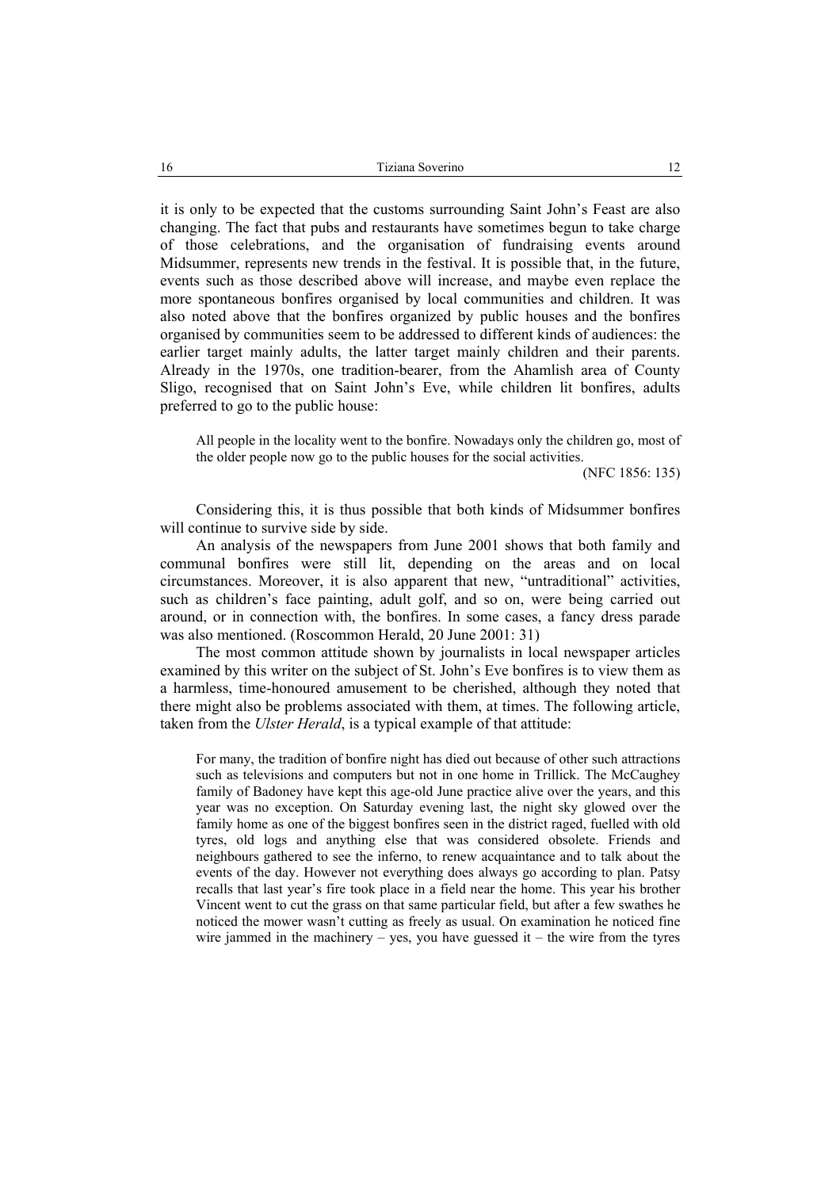it is only to be expected that the customs surrounding Saint John's Feast are also changing. The fact that pubs and restaurants have sometimes begun to take charge of those celebrations, and the organisation of fundraising events around Midsummer, represents new trends in the festival. It is possible that, in the future, events such as those described above will increase, and maybe even replace the more spontaneous bonfires organised by local communities and children. It was also noted above that the bonfires organized by public houses and the bonfires organised by communities seem to be addressed to different kinds of audiences: the earlier target mainly adults, the latter target mainly children and their parents. Already in the 1970s, one tradition-bearer, from the Ahamlish area of County Sligo, recognised that on Saint John's Eve, while children lit bonfires, adults preferred to go to the public house:

> All people in the locality went to the bonfire. Nowadays only the children go, most of the older people now go to the public houses for the social activities.
>
> (NFC 1856: 135)

Considering this, it is thus possible that both kinds of Midsummer bonfires will continue to survive side by side.

An analysis of the newspapers from June 2001 shows that both family and communal bonfires were still lit, depending on the areas and on local circumstances. Moreover, it is also apparent that new, "untraditional" activities, such as children's face painting, adult golf, and so on, were being carried out around, or in connection with, the bonfires. In some cases, a fancy dress parade was also mentioned. (Roscommon Herald, 20 June 2001: 31)

The most common attitude shown by journalists in local newspaper articles examined by this writer on the subject of St. John's Eve bonfires is to view them as a harmless, time-honoured amusement to be cherished, although they noted that there might also be problems associated with them, at times. The following article, taken from the *Ulster Herald*, is a typical example of that attitude:

> For many, the tradition of bonfire night has died out because of other such attractions such as televisions and computers but not in one home in Trillick. The McCaughey family of Badoney have kept this age-old June practice alive over the years, and this year was no exception. On Saturday evening last, the night sky glowed over the family home as one of the biggest bonfires seen in the district raged, fuelled with old tyres, old logs and anything else that was considered obsolete. Friends and neighbours gathered to see the inferno, to renew acquaintance and to talk about the events of the day. However not everything does always go according to plan. Patsy recalls that last year's fire took place in a field near the home. This year his brother Vincent went to cut the grass on that same particular field, but after a few swathes he noticed the mower wasn't cutting as freely as usual. On examination he noticed fine wire jammed in the machinery – yes, you have guessed it – the wire from the tyres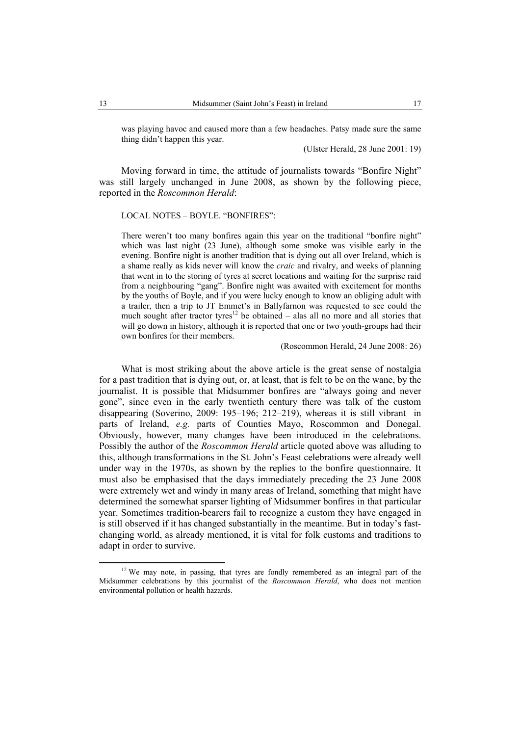was playing havoc and caused more than a few headaches. Patsy made sure the same thing didn't happen this year.

(Ulster Herald, 28 June 2001: 19)

Moving forward in time, the attitude of journalists towards "Bonfire Night" was still largely unchanged in June 2008, as shown by the following piece, reported in the *Roscommon Herald*:

> LOCAL NOTES – BOYLE. "BONFIRES":
>
> There weren't too many bonfires again this year on the traditional "bonfire night" which was last night (23 June), although some smoke was visible early in the evening. Bonfire night is another tradition that is dying out all over Ireland, which is a shame really as kids never will know the *craic* and rivalry, and weeks of planning that went in to the storing of tyres at secret locations and waiting for the surprise raid from a neighbouring "gang". Bonfire night was awaited with excitement for months by the youths of Boyle, and if you were lucky enough to know an obliging adult with a trailer, then a trip to JT Emmet's in Ballyfarnon was requested to see could the much sought after tractor tyres[12] be obtained – alas all no more and all stories that will go down in history, although it is reported that one or two youth-groups had their own bonfires for their members.
>
> (Roscommon Herald, 24 June 2008: 26)

What is most striking about the above article is the great sense of nostalgia for a past tradition that is dying out, or, at least, that is felt to be on the wane, by the journalist. It is possible that Midsummer bonfires are "always going and never gone", since even in the early twentieth century there was talk of the custom disappearing (Soverino, 2009: 195–196; 212–219), whereas it is still vibrant in parts of Ireland, *e.g.* parts of Counties Mayo, Roscommon and Donegal. Obviously, however, many changes have been introduced in the celebrations. Possibly the author of the *Roscommon Herald* article quoted above was alluding to this, although transformations in the St. John's Feast celebrations were already well under way in the 1970s, as shown by the replies to the bonfire questionnaire. It must also be emphasised that the days immediately preceding the 23 June 2008 were extremely wet and windy in many areas of Ireland, something that might have determined the somewhat sparser lighting of Midsummer bonfires in that particular year. Sometimes tradition-bearers fail to recognize a custom they have engaged in is still observed if it has changed substantially in the meantime. But in today's fast-changing world, as already mentioned, it is vital for folk customs and traditions to adapt in order to survive.

---

[12] We may note, in passing, that tyres are fondly remembered as an integral part of the Midsummer celebrations by this journalist of the *Roscommon Herald*, who does not mention environmental pollution or health hazards.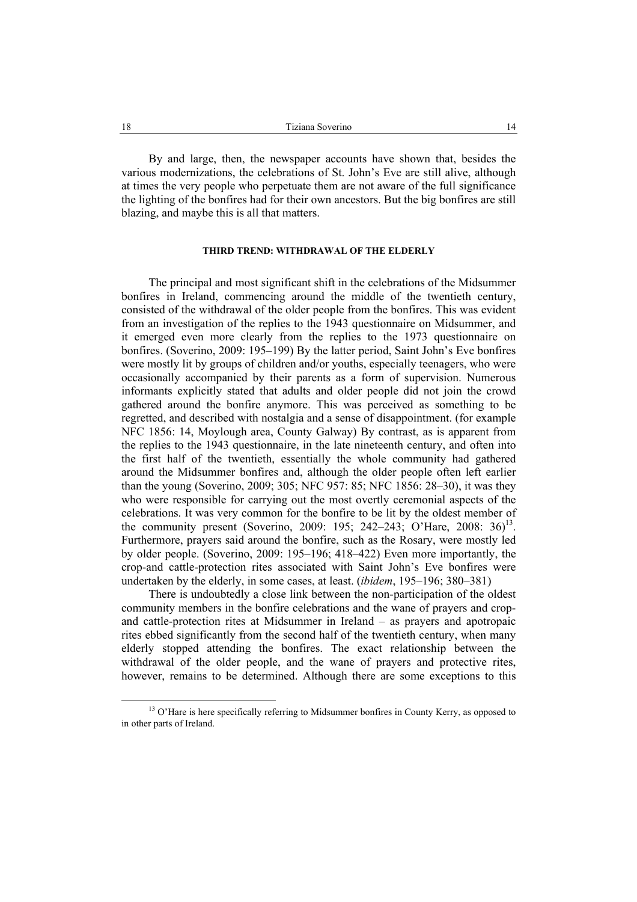By and large, then, the newspaper accounts have shown that, besides the various modernizations, the celebrations of St. John's Eve are still alive, although at times the very people who perpetuate them are not aware of the full significance the lighting of the bonfires had for their own ancestors. But the big bonfires are still blazing, and maybe this is all that matters.

### THIRD TREND: WITHDRAWAL OF THE ELDERLY

The principal and most significant shift in the celebrations of the Midsummer bonfires in Ireland, commencing around the middle of the twentieth century, consisted of the withdrawal of the older people from the bonfires. This was evident from an investigation of the replies to the 1943 questionnaire on Midsummer, and it emerged even more clearly from the replies to the 1973 questionnaire on bonfires. (Soverino, 2009: 195–199) By the latter period, Saint John's Eve bonfires were mostly lit by groups of children and/or youths, especially teenagers, who were occasionally accompanied by their parents as a form of supervision. Numerous informants explicitly stated that adults and older people did not join the crowd gathered around the bonfire anymore. This was perceived as something to be regretted, and described with nostalgia and a sense of disappointment. (for example NFC 1856: 14, Moylough area, County Galway) By contrast, as is apparent from the replies to the 1943 questionnaire, in the late nineteenth century, and often into the first half of the twentieth, essentially the whole community had gathered around the Midsummer bonfires and, although the older people often left earlier than the young (Soverino, 2009; 305; NFC 957: 85; NFC 1856: 28–30), it was they who were responsible for carrying out the most overtly ceremonial aspects of the celebrations. It was very common for the bonfire to be lit by the oldest member of the community present (Soverino, 2009: 195; 242–243; O'Hare, 2008: 36)[13]. Furthermore, prayers said around the bonfire, such as the Rosary, were mostly led by older people. (Soverino, 2009: 195–196; 418–422) Even more importantly, the crop-and cattle-protection rites associated with Saint John's Eve bonfires were undertaken by the elderly, in some cases, at least. (*ibidem*, 195–196; 380–381)

There is undoubtedly a close link between the non-participation of the oldest community members in the bonfire celebrations and the wane of prayers and crop- and cattle-protection rites at Midsummer in Ireland – as prayers and apotropaic rites ebbed significantly from the second half of the twentieth century, when many elderly stopped attending the bonfires. The exact relationship between the withdrawal of the older people, and the wane of prayers and protective rites, however, remains to be determined. Although there are some exceptions to this

[13] O'Hare is here specifically referring to Midsummer bonfires in County Kerry, as opposed to in other parts of Ireland.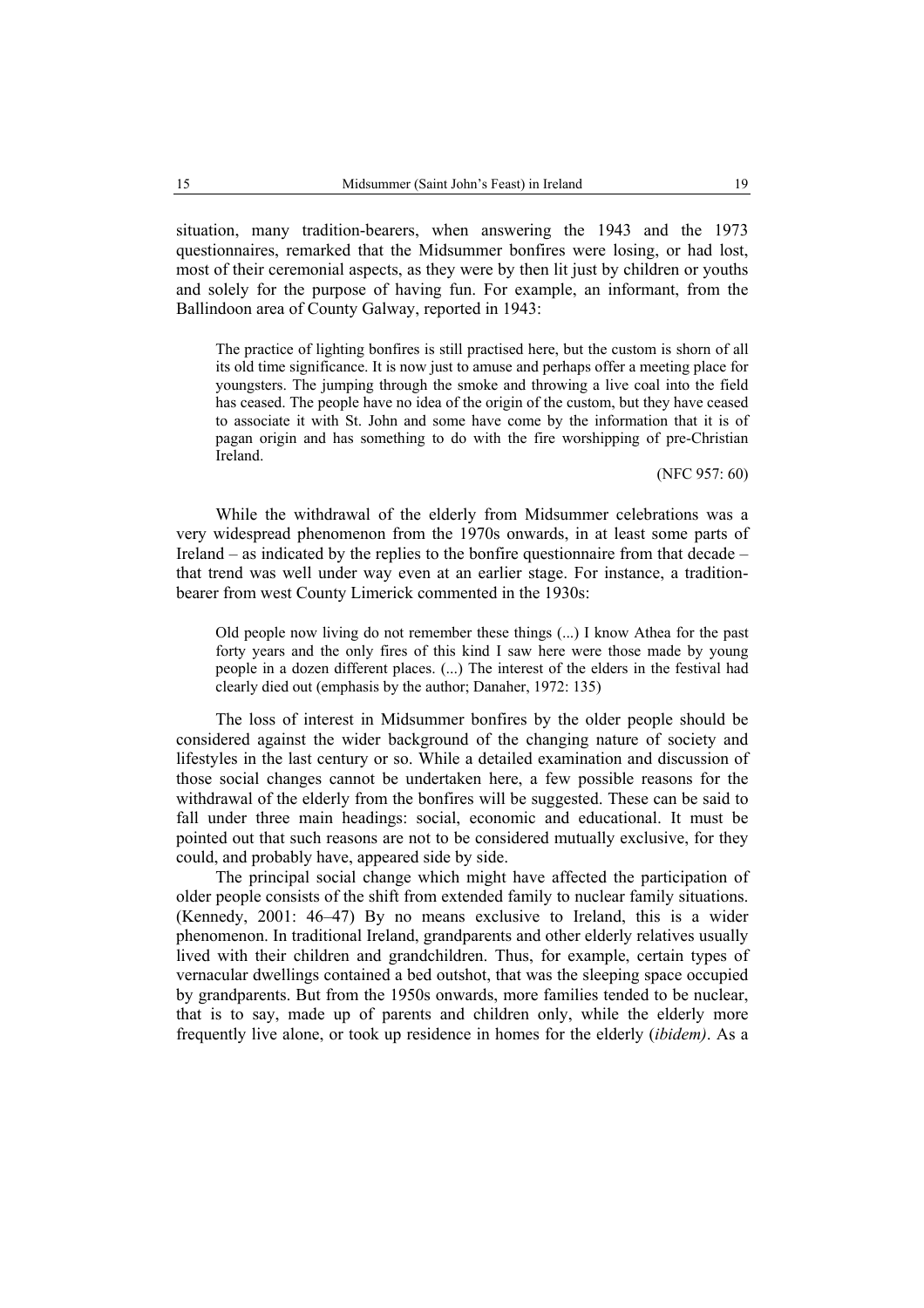situation, many tradition-bearers, when answering the 1943 and the 1973 questionnaires, remarked that the Midsummer bonfires were losing, or had lost, most of their ceremonial aspects, as they were by then lit just by children or youths and solely for the purpose of having fun. For example, an informant, from the Ballindoon area of County Galway, reported in 1943:

> The practice of lighting bonfires is still practised here, but the custom is shorn of all its old time significance. It is now just to amuse and perhaps offer a meeting place for youngsters. The jumping through the smoke and throwing a live coal into the field has ceased. The people have no idea of the origin of the custom, but they have ceased to associate it with St. John and some have come by the information that it is of pagan origin and has something to do with the fire worshipping of pre-Christian Ireland.
>
> (NFC 957: 60)

While the withdrawal of the elderly from Midsummer celebrations was a very widespread phenomenon from the 1970s onwards, in at least some parts of Ireland – as indicated by the replies to the bonfire questionnaire from that decade – that trend was well under way even at an earlier stage. For instance, a tradition-bearer from west County Limerick commented in the 1930s:

> Old people now living do not remember these things (...) I know Athea for the past forty years and the only fires of this kind I saw here were those made by young people in a dozen different places. (...) The interest of the elders in the festival had clearly died out (emphasis by the author; Danaher, 1972: 135)

The loss of interest in Midsummer bonfires by the older people should be considered against the wider background of the changing nature of society and lifestyles in the last century or so. While a detailed examination and discussion of those social changes cannot be undertaken here, a few possible reasons for the withdrawal of the elderly from the bonfires will be suggested. These can be said to fall under three main headings: social, economic and educational. It must be pointed out that such reasons are not to be considered mutually exclusive, for they could, and probably have, appeared side by side.

The principal social change which might have affected the participation of older people consists of the shift from extended family to nuclear family situations. (Kennedy, 2001: 46–47) By no means exclusive to Ireland, this is a wider phenomenon. In traditional Ireland, grandparents and other elderly relatives usually lived with their children and grandchildren. Thus, for example, certain types of vernacular dwellings contained a bed outshot, that was the sleeping space occupied by grandparents. But from the 1950s onwards, more families tended to be nuclear, that is to say, made up of parents and children only, while the elderly more frequently live alone, or took up residence in homes for the elderly (*ibidem)*. As a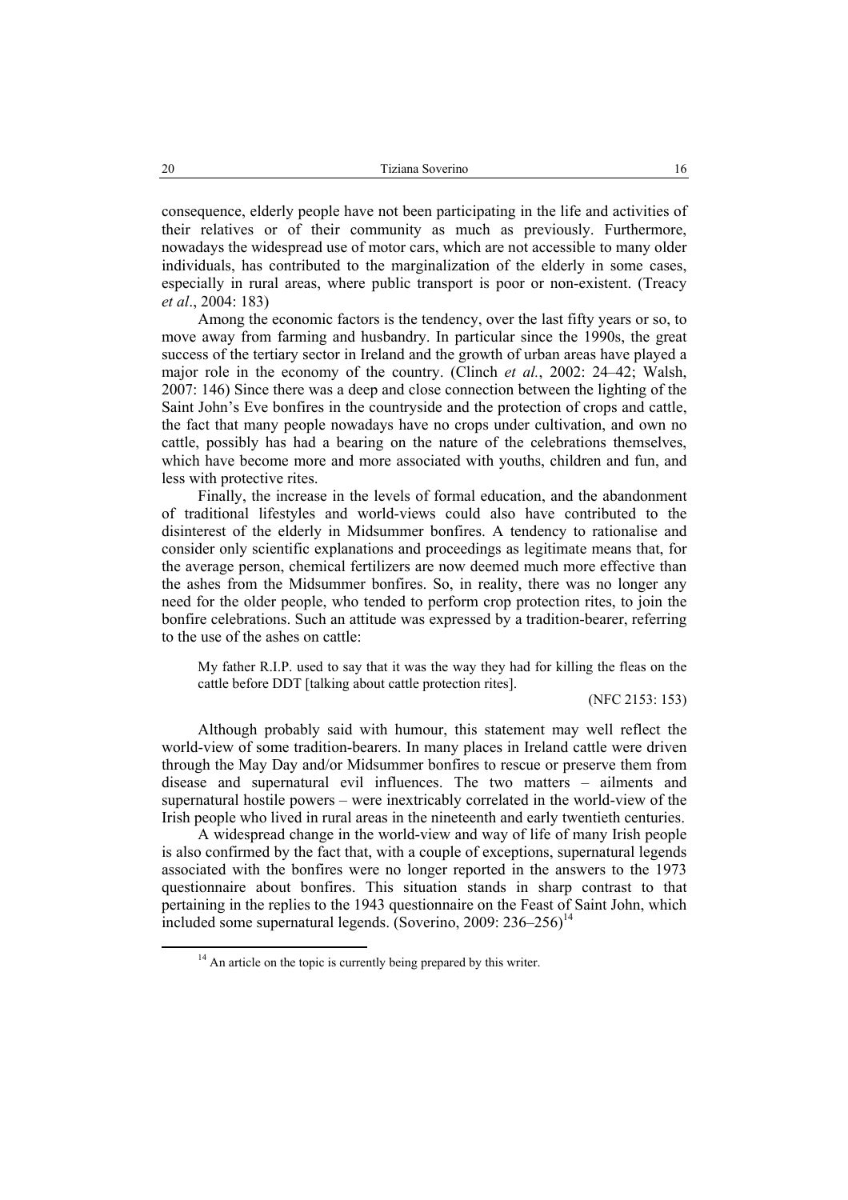consequence, elderly people have not been participating in the life and activities of their relatives or of their community as much as previously. Furthermore, nowadays the widespread use of motor cars, which are not accessible to many older individuals, has contributed to the marginalization of the elderly in some cases, especially in rural areas, where public transport is poor or non-existent. (Treacy *et al*., 2004: 183)

Among the economic factors is the tendency, over the last fifty years or so, to move away from farming and husbandry. In particular since the 1990s, the great success of the tertiary sector in Ireland and the growth of urban areas have played a major role in the economy of the country. (Clinch *et al.*, 2002: 24–42; Walsh, 2007: 146) Since there was a deep and close connection between the lighting of the Saint John's Eve bonfires in the countryside and the protection of crops and cattle, the fact that many people nowadays have no crops under cultivation, and own no cattle, possibly has had a bearing on the nature of the celebrations themselves, which have become more and more associated with youths, children and fun, and less with protective rites.

Finally, the increase in the levels of formal education, and the abandonment of traditional lifestyles and world-views could also have contributed to the disinterest of the elderly in Midsummer bonfires. A tendency to rationalise and consider only scientific explanations and proceedings as legitimate means that, for the average person, chemical fertilizers are now deemed much more effective than the ashes from the Midsummer bonfires. So, in reality, there was no longer any need for the older people, who tended to perform crop protection rites, to join the bonfire celebrations. Such an attitude was expressed by a tradition-bearer, referring to the use of the ashes on cattle:

> My father R.I.P. used to say that it was the way they had for killing the fleas on the cattle before DDT [talking about cattle protection rites].
>
> (NFC 2153: 153)

Although probably said with humour, this statement may well reflect the world-view of some tradition-bearers. In many places in Ireland cattle were driven through the May Day and/or Midsummer bonfires to rescue or preserve them from disease and supernatural evil influences. The two matters – ailments and supernatural hostile powers – were inextricably correlated in the world-view of the Irish people who lived in rural areas in the nineteenth and early twentieth centuries.

A widespread change in the world-view and way of life of many Irish people is also confirmed by the fact that, with a couple of exceptions, supernatural legends associated with the bonfires were no longer reported in the answers to the 1973 questionnaire about bonfires. This situation stands in sharp contrast to that pertaining in the replies to the 1943 questionnaire on the Feast of Saint John, which included some supernatural legends. (Soverino, 2009: 236–256)[14]

[14] An article on the topic is currently being prepared by this writer.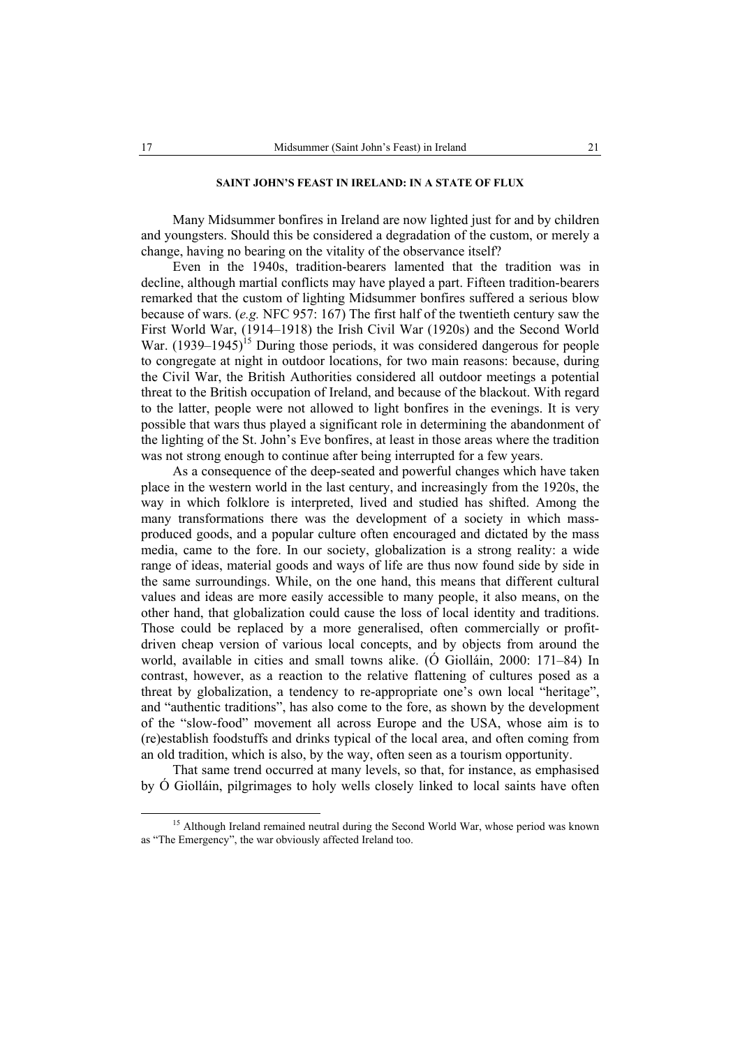## SAINT JOHN'S FEAST IN IRELAND: IN A STATE OF FLUX

Many Midsummer bonfires in Ireland are now lighted just for and by children and youngsters. Should this be considered a degradation of the custom, or merely a change, having no bearing on the vitality of the observance itself?

Even in the 1940s, tradition-bearers lamented that the tradition was in decline, although martial conflicts may have played a part. Fifteen tradition-bearers remarked that the custom of lighting Midsummer bonfires suffered a serious blow because of wars. (*e.g.* NFC 957: 167) The first half of the twentieth century saw the First World War, (1914–1918) the Irish Civil War (1920s) and the Second World War. (1939–1945)[15] During those periods, it was considered dangerous for people to congregate at night in outdoor locations, for two main reasons: because, during the Civil War, the British Authorities considered all outdoor meetings a potential threat to the British occupation of Ireland, and because of the blackout. With regard to the latter, people were not allowed to light bonfires in the evenings. It is very possible that wars thus played a significant role in determining the abandonment of the lighting of the St. John's Eve bonfires, at least in those areas where the tradition was not strong enough to continue after being interrupted for a few years.

As a consequence of the deep-seated and powerful changes which have taken place in the western world in the last century, and increasingly from the 1920s, the way in which folklore is interpreted, lived and studied has shifted. Among the many transformations there was the development of a society in which mass-produced goods, and a popular culture often encouraged and dictated by the mass media, came to the fore. In our society, globalization is a strong reality: a wide range of ideas, material goods and ways of life are thus now found side by side in the same surroundings. While, on the one hand, this means that different cultural values and ideas are more easily accessible to many people, it also means, on the other hand, that globalization could cause the loss of local identity and traditions. Those could be replaced by a more generalised, often commercially or profit-driven cheap version of various local concepts, and by objects from around the world, available in cities and small towns alike. (Ó Giolláin, 2000: 171–84) In contrast, however, as a reaction to the relative flattening of cultures posed as a threat by globalization, a tendency to re-appropriate one's own local "heritage", and "authentic traditions", has also come to the fore, as shown by the development of the "slow-food" movement all across Europe and the USA, whose aim is to (re)establish foodstuffs and drinks typical of the local area, and often coming from an old tradition, which is also, by the way, often seen as a tourism opportunity.

That same trend occurred at many levels, so that, for instance, as emphasised by Ó Giolláin, pilgrimages to holy wells closely linked to local saints have often

---

[15] Although Ireland remained neutral during the Second World War, whose period was known as "The Emergency", the war obviously affected Ireland too.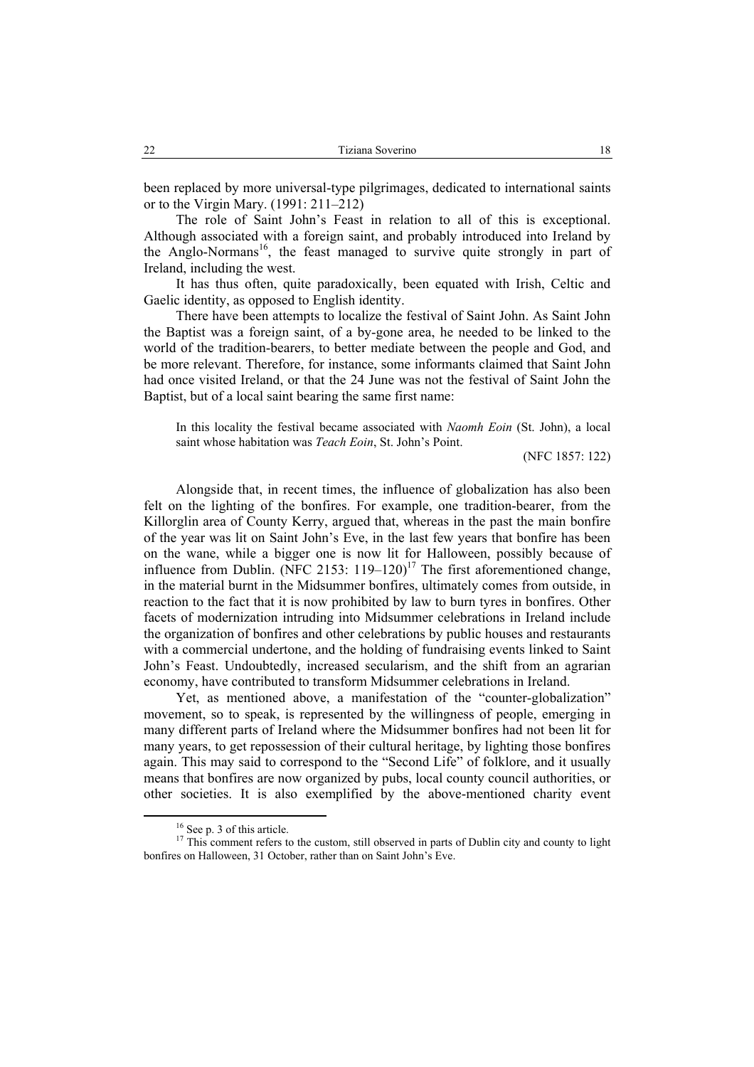been replaced by more universal-type pilgrimages, dedicated to international saints or to the Virgin Mary. (1991: 211–212)

The role of Saint John's Feast in relation to all of this is exceptional. Although associated with a foreign saint, and probably introduced into Ireland by the Anglo-Normans[16], the feast managed to survive quite strongly in part of Ireland, including the west.

It has thus often, quite paradoxically, been equated with Irish, Celtic and Gaelic identity, as opposed to English identity.

There have been attempts to localize the festival of Saint John. As Saint John the Baptist was a foreign saint, of a by-gone area, he needed to be linked to the world of the tradition-bearers, to better mediate between the people and God, and be more relevant. Therefore, for instance, some informants claimed that Saint John had once visited Ireland, or that the 24 June was not the festival of Saint John the Baptist, but of a local saint bearing the same first name:

> In this locality the festival became associated with *Naomh Eoin* (St. John), a local saint whose habitation was *Teach Eoin*, St. John's Point.
>
> (NFC 1857: 122)

Alongside that, in recent times, the influence of globalization has also been felt on the lighting of the bonfires. For example, one tradition-bearer, from the Killorglin area of County Kerry, argued that, whereas in the past the main bonfire of the year was lit on Saint John's Eve, in the last few years that bonfire has been on the wane, while a bigger one is now lit for Halloween, possibly because of influence from Dublin. (NFC 2153: 119–120)[17] The first aforementioned change, in the material burnt in the Midsummer bonfires, ultimately comes from outside, in reaction to the fact that it is now prohibited by law to burn tyres in bonfires. Other facets of modernization intruding into Midsummer celebrations in Ireland include the organization of bonfires and other celebrations by public houses and restaurants with a commercial undertone, and the holding of fundraising events linked to Saint John's Feast. Undoubtedly, increased secularism, and the shift from an agrarian economy, have contributed to transform Midsummer celebrations in Ireland.

Yet, as mentioned above, a manifestation of the "counter-globalization" movement, so to speak, is represented by the willingness of people, emerging in many different parts of Ireland where the Midsummer bonfires had not been lit for many years, to get repossession of their cultural heritage, by lighting those bonfires again. This may said to correspond to the "Second Life" of folklore, and it usually means that bonfires are now organized by pubs, local county council authorities, or other societies. It is also exemplified by the above-mentioned charity event

---

[16] See p. 3 of this article.

[17] This comment refers to the custom, still observed in parts of Dublin city and county to light bonfires on Halloween, 31 October, rather than on Saint John's Eve.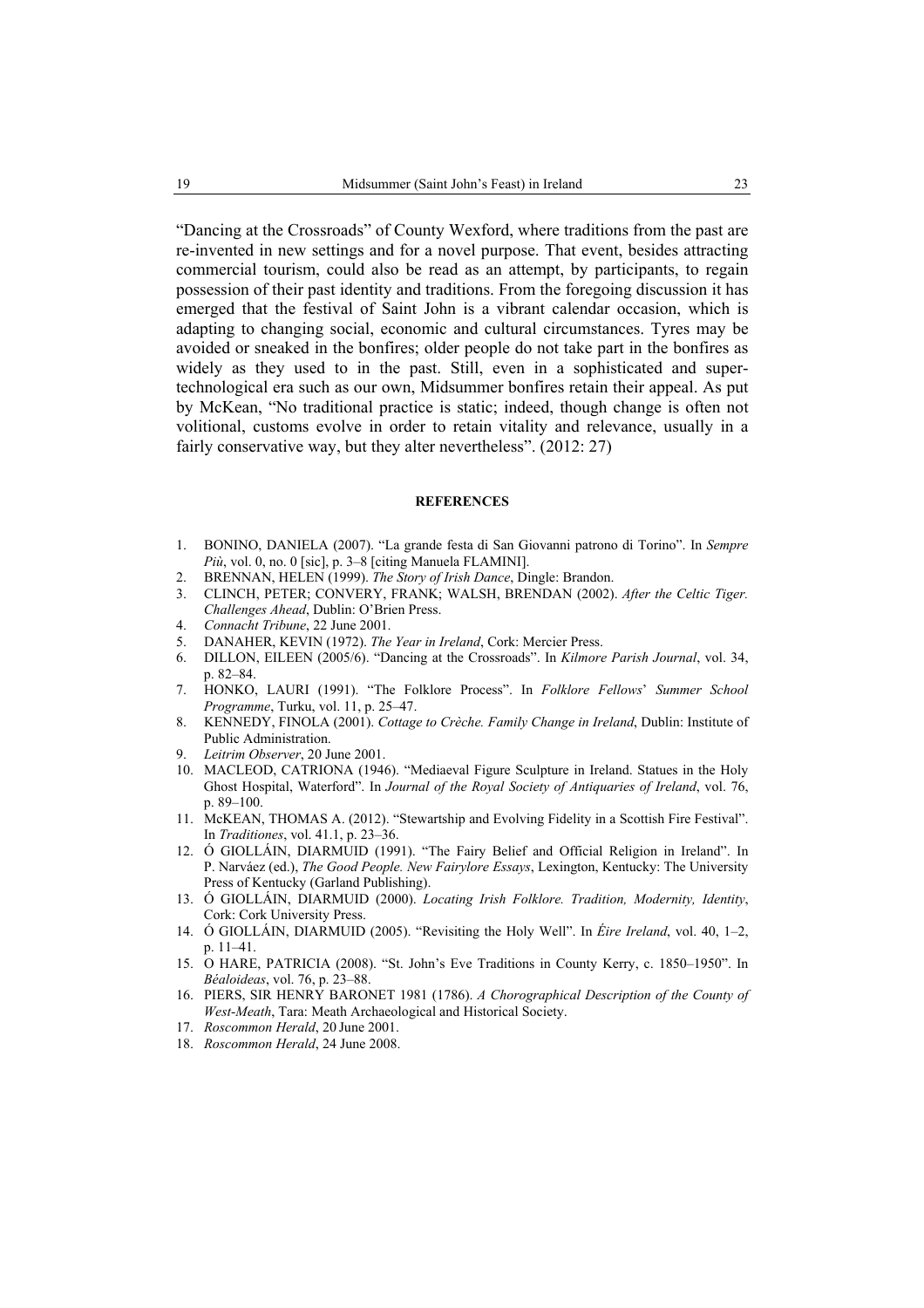"Dancing at the Crossroads" of County Wexford, where traditions from the past are re-invented in new settings and for a novel purpose. That event, besides attracting commercial tourism, could also be read as an attempt, by participants, to regain possession of their past identity and traditions. From the foregoing discussion it has emerged that the festival of Saint John is a vibrant calendar occasion, which is adapting to changing social, economic and cultural circumstances. Tyres may be avoided or sneaked in the bonfires; older people do not take part in the bonfires as widely as they used to in the past. Still, even in a sophisticated and super-technological era such as our own, Midsummer bonfires retain their appeal. As put by McKean, "No traditional practice is static; indeed, though change is often not volitional, customs evolve in order to retain vitality and relevance, usually in a fairly conservative way, but they alter nevertheless". (2012: 27)

**REFERENCES**

1. BONINO, DANIELA (2007). "La grande festa di San Giovanni patrono di Torino". In *Sempre Più*, vol. 0, no. 0 [sic], p. 3–8 [citing Manuela FLAMINI].
2. BRENNAN, HELEN (1999). *The Story of Irish Dance*, Dingle: Brandon.
3. CLINCH, PETER; CONVERY, FRANK; WALSH, BRENDAN (2002). *After the Celtic Tiger. Challenges Ahead*, Dublin: O'Brien Press.
4. *Connacht Tribune*, 22 June 2001.
5. DANAHER, KEVIN (1972). *The Year in Ireland*, Cork: Mercier Press.
6. DILLON, EILEEN (2005/6). "Dancing at the Crossroads". In *Kilmore Parish Journal*, vol. 34, p. 82–84.
7. HONKO, LAURI (1991). "The Folklore Process". In *Folklore Fellows' Summer School Programme*, Turku, vol. 11, p. 25–47.
8. KENNEDY, FINOLA (2001). *Cottage to Crèche. Family Change in Ireland*, Dublin: Institute of Public Administration.
9. *Leitrim Observer*, 20 June 2001.
10. MACLEOD, CATRIONA (1946). "Mediaeval Figure Sculpture in Ireland. Statues in the Holy Ghost Hospital, Waterford". In *Journal of the Royal Society of Antiquaries of Ireland*, vol. 76, p. 89–100.
11. McKEAN, THOMAS A. (2012). "Stewartship and Evolving Fidelity in a Scottish Fire Festival". In *Traditiones*, vol. 41.1, p. 23–36.
12. Ó GIOLLÁIN, DIARMUID (1991). "The Fairy Belief and Official Religion in Ireland". In P. Narváez (ed.), *The Good People. New Fairylore Essays*, Lexington, Kentucky: The University Press of Kentucky (Garland Publishing).
13. Ó GIOLLÁIN, DIARMUID (2000). *Locating Irish Folklore. Tradition, Modernity, Identity*, Cork: Cork University Press.
14. Ó GIOLLÁIN, DIARMUID (2005). "Revisiting the Holy Well". In *Éire Ireland*, vol. 40, 1–2, p. 11–41.
15. O HARE, PATRICIA (2008). "St. John's Eve Traditions in County Kerry, c. 1850–1950". In *Béaloideas*, vol. 76, p. 23–88.
16. PIERS, SIR HENRY BARONET 1981 (1786). *A Chorographical Description of the County of West-Meath*, Tara: Meath Archaeological and Historical Society.
17. *Roscommon Herald*, 20 June 2001.
18. *Roscommon Herald*, 24 June 2008.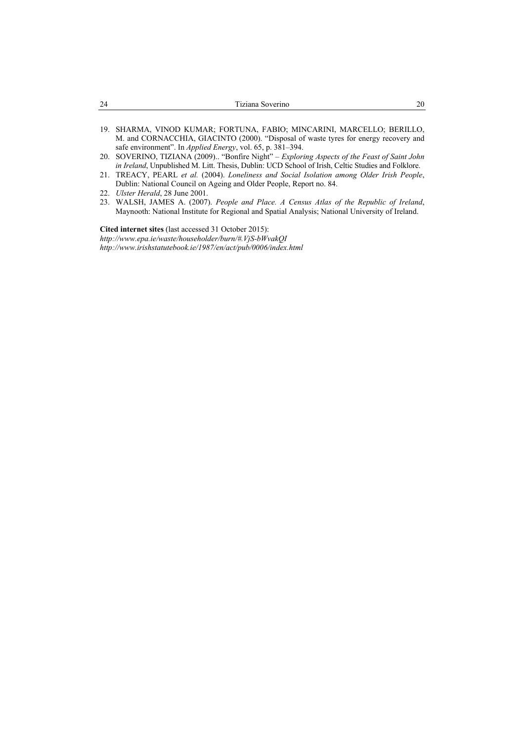19. SHARMA, VINOD KUMAR; FORTUNA, FABIO; MINCARINI, MARCELLO; BERILLO, M. and CORNACCHIA, GIACINTO (2000). "Disposal of waste tyres for energy recovery and safe environment". In *Applied Energy*, vol. 65, p. 381–394.
20. SOVERINO, TIZIANA (2009).. "Bonfire Night" – *Exploring Aspects of the Feast of Saint John in Ireland*, Unpublished M. Litt. Thesis, Dublin: UCD School of Irish, Celtic Studies and Folklore.
21. TREACY, PEARL *et al.* (2004). *Loneliness and Social Isolation among Older Irish People*, Dublin: National Council on Ageing and Older People, Report no. 84.
22. *Ulster Herald*, 28 June 2001.
23. WALSH, JAMES A. (2007). *People and Place. A Census Atlas of the Republic of Ireland*, Maynooth: National Institute for Regional and Spatial Analysis; National University of Ireland.

**Cited internet sites** (last accessed 31 October 2015):

*http://www.epa.ie/waste/householder/burn/#.VjS-bWvakQI*

*http://www.irishstatutebook.ie/1987/en/act/pub/0006/index.html*